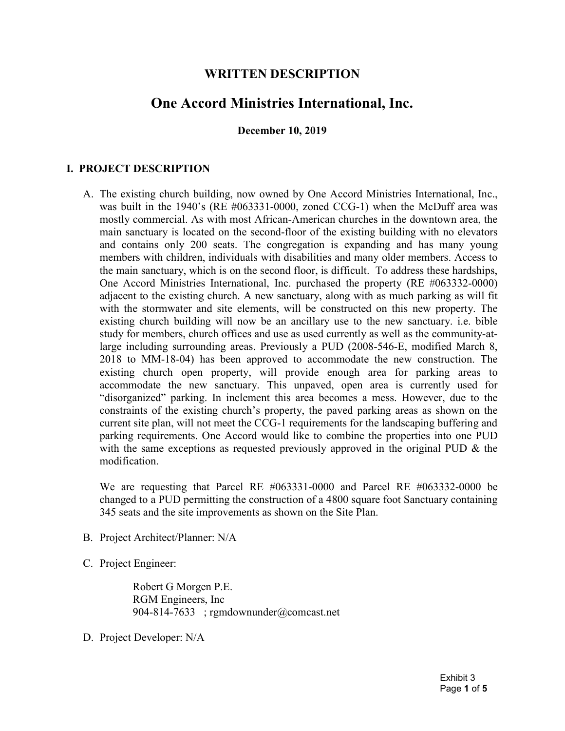# WRITTEN DESCRIPTION

## One Accord Ministries International, Inc.

**December 10, 2019**

### I. PROJECT DESCRIPTION

A. The existing church building, now owned by One Accord Ministries International, Inc., was built in the 1940's (RE #063331-0000, zoned CCG-1) when the McDuff area was mostly commercial. As with most African-American churches in the downtown area, the main sanctuary is located on the second-floor of the existing building with no elevators and contains only 200 seats. The congregation is expanding and has many young members with children, individuals with disabilities and many older members. Access to the main sanctuary, which is on the second floor, is difficult. To address these hardships, One Accord Ministries International, Inc. purchased the property (RE #063332-0000) adjacent to the existing church. A new sanctuary, along with as much parking as will fit with the stormwater and site elements, will be constructed on this new property. The existing church building will now be an ancillary use to the new sanctuary. i.e. bible study for members, church offices and use as used currently as well as the community-at-large including surrounding areas. Previously a PUD (2008-546-E, modified March 8, 2018 to MM-18-04) has been approved to accommodate the new construction. The existing church open property, will provide enough area for parking areas to accommodate the new sanctuary. This unpaved, open area is currently used for "disorganized" parking. In inclement this area becomes a mess. However, due to the constraints of the existing church's property, the paved parking areas as shown on the current site plan, will not meet the CCG-1 requirements for the landscaping buffering and parking requirements. One Accord would like to combine the properties into one PUD with the same exceptions as requested previously approved in the original PUD & the modification.

   We are requesting that Parcel RE #063331-0000 and Parcel RE #063332-0000 be changed to a PUD permitting the construction of a 4800 square foot Sanctuary containing 345 seats and the site improvements as shown on the Site Plan.

B. Project Architect/Planner: N/A

C. Project Engineer:

   Robert G Morgen P.E.
   RGM Engineers, Inc
   904-814-7633 ; rgmdownunder@comcast.net

D. Project Developer: N/A

Exhibit 3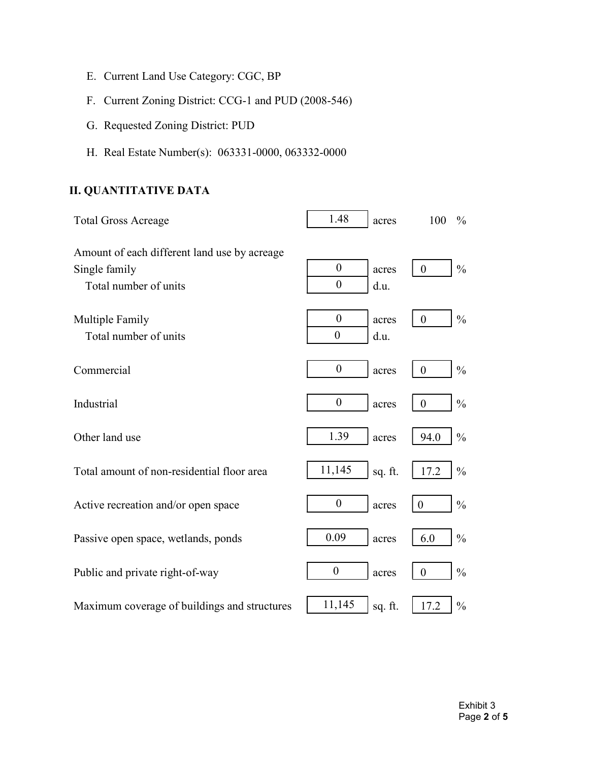E. Current Land Use Category: CGC, BP

F. Current Zoning District: CCG-1 and PUD (2008-546)

G. Requested Zoning District: PUD

H. Real Estate Number(s): 063331-0000, 063332-0000

## II. QUANTITATIVE DATA

| | | | | |
|---|---|---|---|---|
| Total Gross Acreage | 1.48 | acres | 100 | % |
| Amount of each different land use by acreage | | | | |
| Single family | 0 | acres | 0 | % |
| Total number of units | 0 | d.u. | | |
| Multiple Family | 0 | acres | 0 | % |
| Total number of units | 0 | d.u. | | |
| Commercial | 0 | acres | 0 | % |
| Industrial | 0 | acres | 0 | % |
| Other land use | 1.39 | acres | 94.0 | % |
| Total amount of non-residential floor area | 11,145 | sq. ft. | 17.2 | % |
| Active recreation and/or open space | 0 | acres | 0 | % |
| Passive open space, wetlands, ponds | 0.09 | acres | 6.0 | % |
| Public and private right-of-way | 0 | acres | 0 | % |
| Maximum coverage of buildings and structures | 11,145 | sq. ft. | 17.2 | % |

Exhibit 3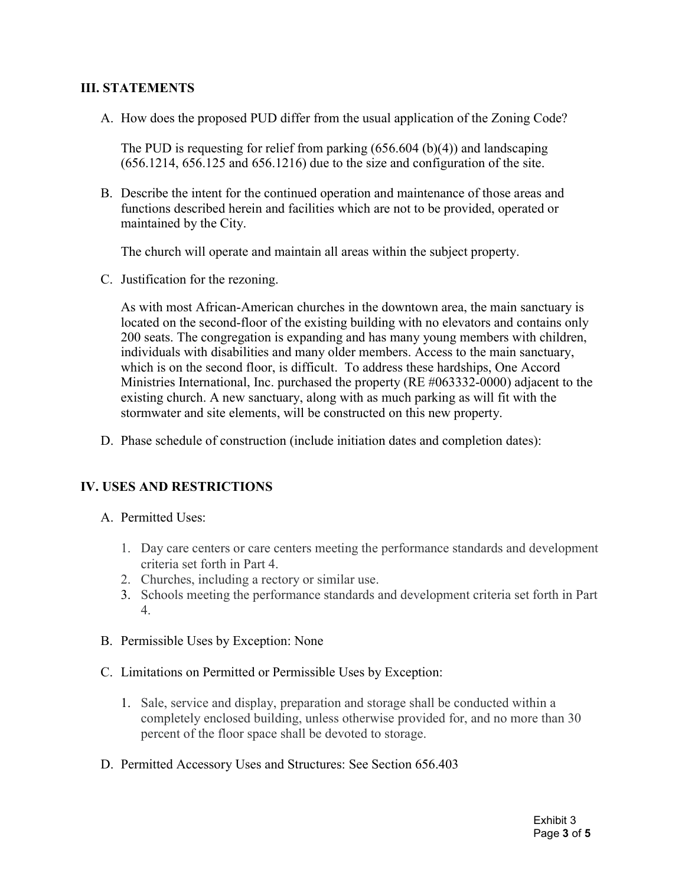## III. STATEMENTS

A. How does the proposed PUD differ from the usual application of the Zoning Code?

The PUD is requesting for relief from parking (656.604 (b)(4)) and landscaping (656.1214, 656.125 and 656.1216) due to the size and configuration of the site.

B. Describe the intent for the continued operation and maintenance of those areas and functions described herein and facilities which are not to be provided, operated or maintained by the City.

The church will operate and maintain all areas within the subject property.

C. Justification for the rezoning.

As with most African-American churches in the downtown area, the main sanctuary is located on the second-floor of the existing building with no elevators and contains only 200 seats. The congregation is expanding and has many young members with children, individuals with disabilities and many older members. Access to the main sanctuary, which is on the second floor, is difficult. To address these hardships, One Accord Ministries International, Inc. purchased the property (RE #063332-0000) adjacent to the existing church. A new sanctuary, along with as much parking as will fit with the stormwater and site elements, will be constructed on this new property.

D. Phase schedule of construction (include initiation dates and completion dates):

## IV. USES AND RESTRICTIONS

A. Permitted Uses:

1. Day care centers or care centers meeting the performance standards and development criteria set forth in Part 4.
2. Churches, including a rectory or similar use.
3. Schools meeting the performance standards and development criteria set forth in Part 4.

B. Permissible Uses by Exception: None

C. Limitations on Permitted or Permissible Uses by Exception:

1. Sale, service and display, preparation and storage shall be conducted within a completely enclosed building, unless otherwise provided for, and no more than 30 percent of the floor space shall be devoted to storage.

D. Permitted Accessory Uses and Structures: See Section 656.403

Exhibit 3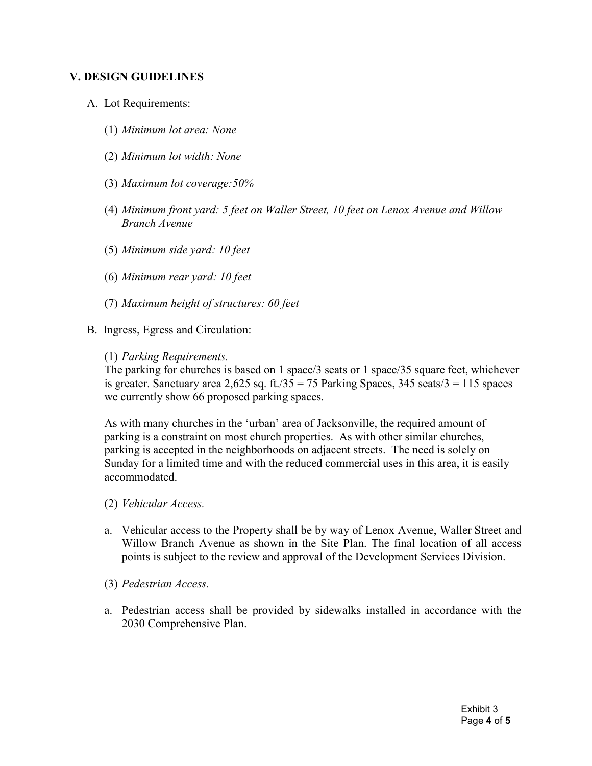## V. DESIGN GUIDELINES

A. Lot Requirements:

(1) *Minimum lot area: None*

(2) *Minimum lot width: None*

(3) *Maximum lot coverage:50%*

(4) *Minimum front yard: 5 feet on Waller Street, 10 feet on Lenox Avenue and Willow Branch Avenue*

(5) *Minimum side yard: 10 feet*

(6) *Minimum rear yard: 10 feet*

(7) *Maximum height of structures: 60 feet*

B. Ingress, Egress and Circulation:

(1) *Parking Requirements.*
The parking for churches is based on 1 space/3 seats or 1 space/35 square feet, whichever is greater. Sanctuary area 2,625 sq. ft./35 = 75 Parking Spaces, 345 seats/3 = 115 spaces we currently show 66 proposed parking spaces.

As with many churches in the 'urban' area of Jacksonville, the required amount of parking is a constraint on most church properties. As with other similar churches, parking is accepted in the neighborhoods on adjacent streets. The need is solely on Sunday for a limited time and with the reduced commercial uses in this area, it is easily accommodated.

(2) *Vehicular Access.*

a. Vehicular access to the Property shall be by way of Lenox Avenue, Waller Street and Willow Branch Avenue as shown in the Site Plan. The final location of all access points is subject to the review and approval of the Development Services Division.

(3) *Pedestrian Access.*

a. Pedestrian access shall be provided by sidewalks installed in accordance with the 2030 Comprehensive Plan.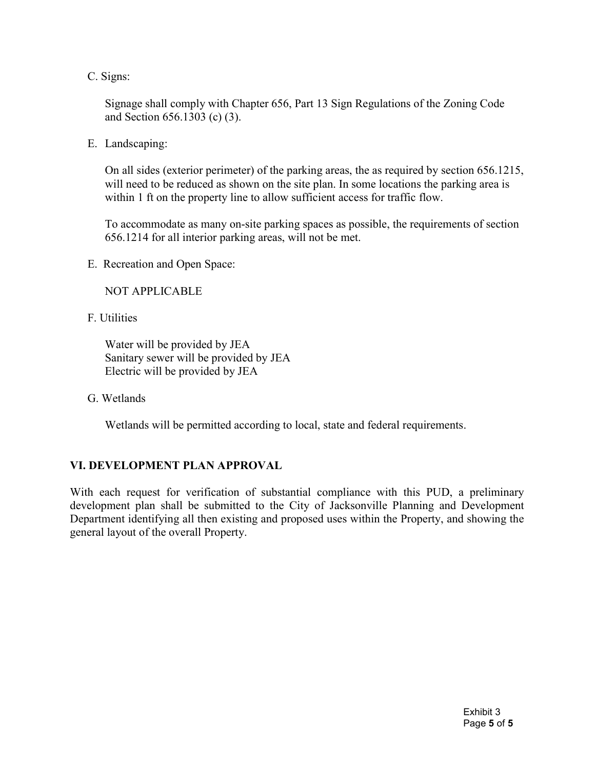C. Signs:

Signage shall comply with Chapter 656, Part 13 Sign Regulations of the Zoning Code and Section 656.1303 (c) (3).

E. Landscaping:

On all sides (exterior perimeter) of the parking areas, the as required by section 656.1215, will need to be reduced as shown on the site plan. In some locations the parking area is within 1 ft on the property line to allow sufficient access for traffic flow.

To accommodate as many on-site parking spaces as possible, the requirements of section 656.1214 for all interior parking areas, will not be met.

E. Recreation and Open Space:

NOT APPLICABLE

F. Utilities

Water will be provided by JEA
Sanitary sewer will be provided by JEA
Electric will be provided by JEA

G. Wetlands

Wetlands will be permitted according to local, state and federal requirements.

## VI. DEVELOPMENT PLAN APPROVAL

With each request for verification of substantial compliance with this PUD, a preliminary development plan shall be submitted to the City of Jacksonville Planning and Development Department identifying all then existing and proposed uses within the Property, and showing the general layout of the overall Property.

Exhibit 3